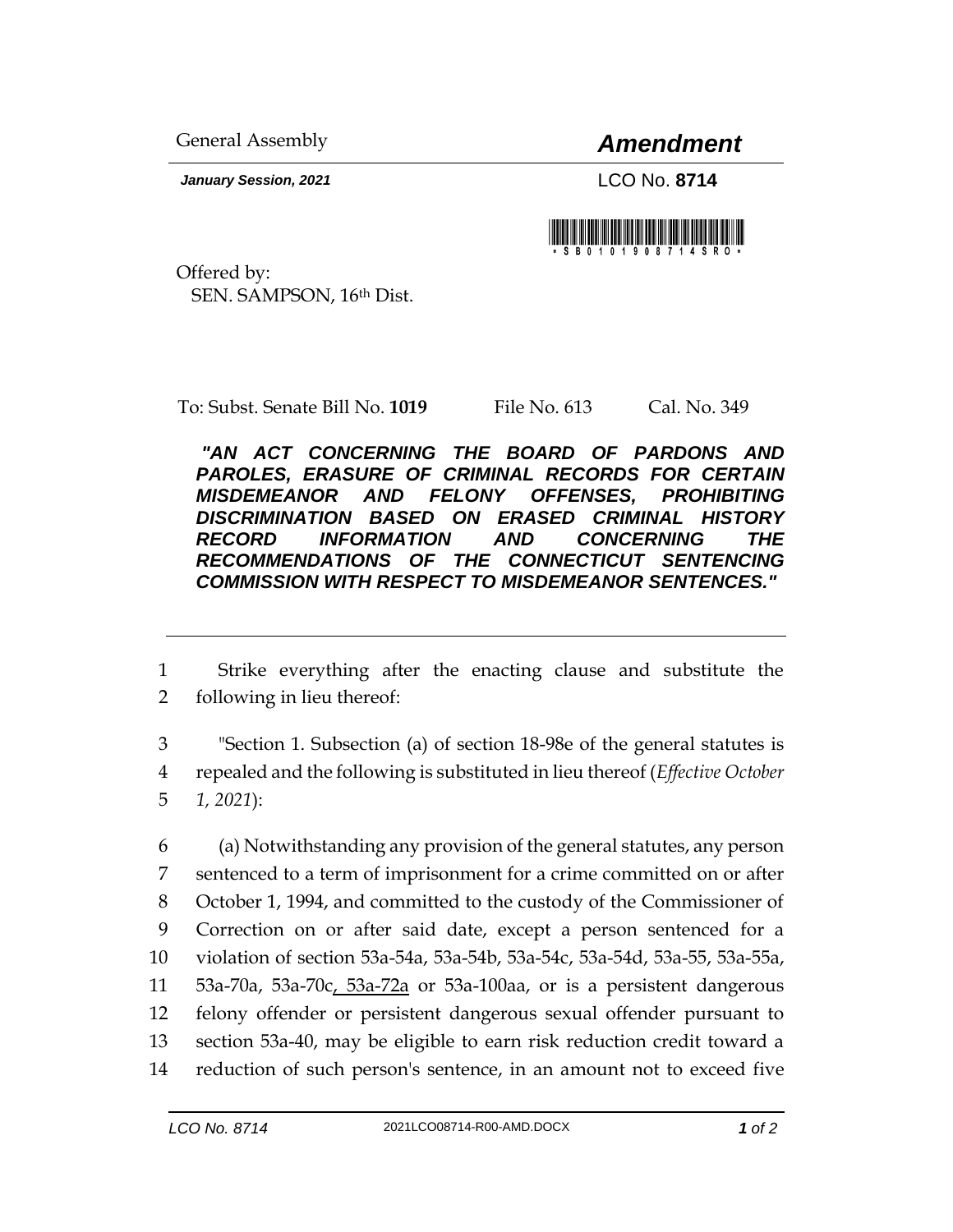General Assembly

# *Amendment*

***January Session, 2021***

LCO No. **8714**

Offered by:
SEN. SAMPSON, 16th Dist.

To: Subst. Senate Bill No. **1019** File No. 613 Cal. No. 349

***"AN ACT CONCERNING THE BOARD OF PARDONS AND PAROLES, ERASURE OF CRIMINAL RECORDS FOR CERTAIN MISDEMEANOR AND FELONY OFFENSES, PROHIBITING DISCRIMINATION BASED ON ERASED CRIMINAL HISTORY RECORD INFORMATION AND CONCERNING THE RECOMMENDATIONS OF THE CONNECTICUT SENTENCING COMMISSION WITH RESPECT TO MISDEMEANOR SENTENCES."***

---

1 Strike everything after the enacting clause and substitute the
2 following in lieu thereof:

3 "Section 1. Subsection (a) of section 18-98e of the general statutes is
4 repealed and the following is substituted in lieu thereof (*Effective October*
5 *1, 2021*):

6 (a) Notwithstanding any provision of the general statutes, any person
7 sentenced to a term of imprisonment for a crime committed on or after
8 October 1, 1994, and committed to the custody of the Commissioner of
9 Correction on or after said date, except a person sentenced for a
10 violation of section 53a-54a, 53a-54b, 53a-54c, 53a-54d, 53a-55, 53a-55a,
11 53a-70a, 53a-70c, 53a-72a or 53a-100aa, or is a persistent dangerous
12 felony offender or persistent dangerous sexual offender pursuant to
13 section 53a-40, may be eligible to earn risk reduction credit toward a
14 reduction of such person's sentence, in an amount not to exceed five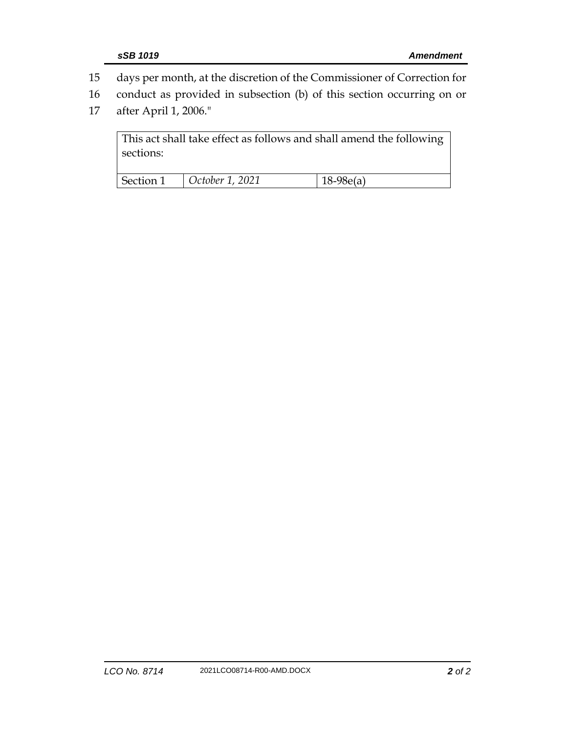15 days per month, at the discretion of the Commissioner of Correction for
16 conduct as provided in subsection (b) of this section occurring on or
17 after April 1, 2006."

| This act shall take effect as follows and shall amend the following sections: | | |
|---|---|---|
| Section 1 | *October 1, 2021* | 18-98e(a) |